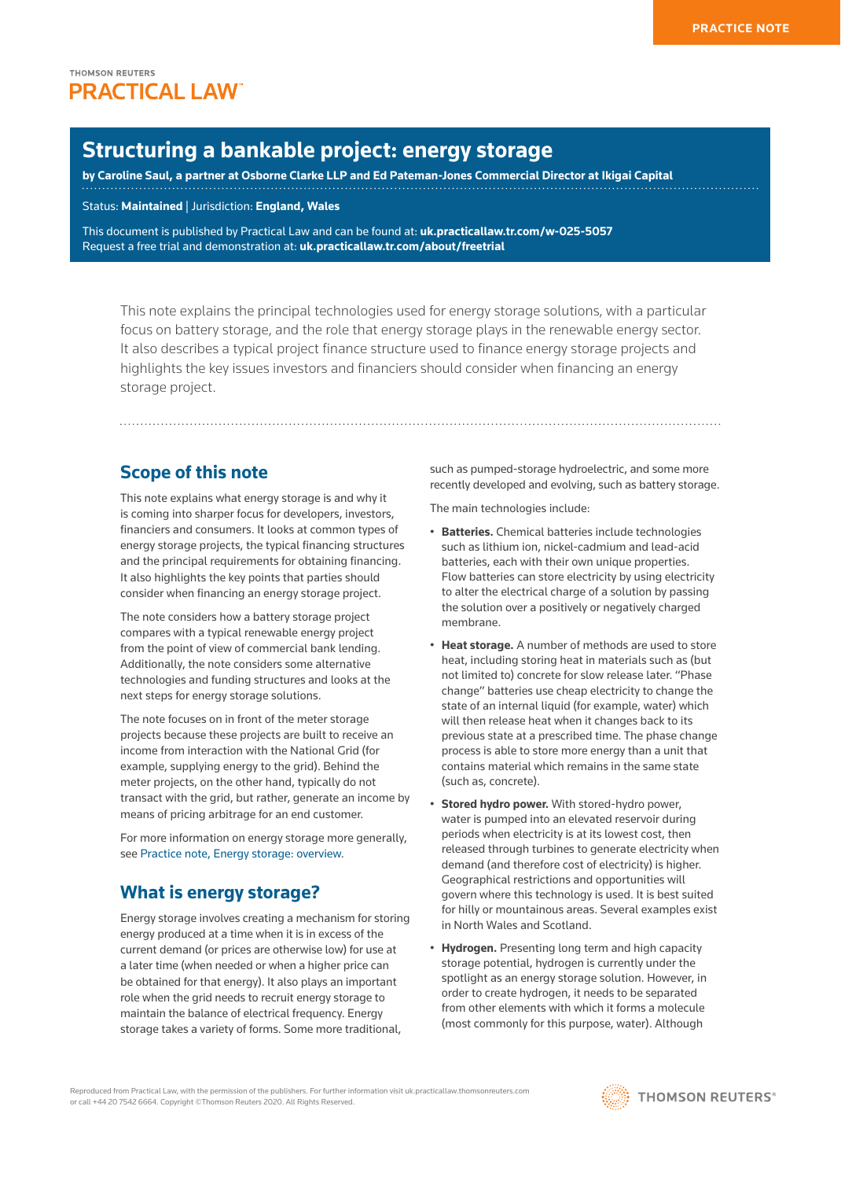PRACTICE NOTE

THOMSON REUTERS
PRACTICAL LAW

# Structuring a bankable project: energy storage

**by Caroline Saul, a partner at Osborne Clarke LLP and Ed Pateman-Jones Commercial Director at Ikigai Capital**

Status: **Maintained** | Jurisdiction: **England, Wales**

This document is published by Practical Law and can be found at: **uk.practicallaw.tr.com/w-025-5057**
Request a free trial and demonstration at: **uk.practicallaw.tr.com/about/freetrial**

This note explains the principal technologies used for energy storage solutions, with a particular focus on battery storage, and the role that energy storage plays in the renewable energy sector. It also describes a typical project finance structure used to finance energy storage projects and highlights the key issues investors and financiers should consider when financing an energy storage project.

## Scope of this note

This note explains what energy storage is and why it is coming into sharper focus for developers, investors, financiers and consumers. It looks at common types of energy storage projects, the typical financing structures and the principal requirements for obtaining financing. It also highlights the key points that parties should consider when financing an energy storage project.

The note considers how a battery storage project compares with a typical renewable energy project from the point of view of commercial bank lending. Additionally, the note considers some alternative technologies and funding structures and looks at the next steps for energy storage solutions.

The note focuses on in front of the meter storage projects because these projects are built to receive an income from interaction with the National Grid (for example, supplying energy to the grid). Behind the meter projects, on the other hand, typically do not transact with the grid, but rather, generate an income by means of pricing arbitrage for an end customer.

For more information on energy storage more generally, see Practice note, Energy storage: overview.

## What is energy storage?

Energy storage involves creating a mechanism for storing energy produced at a time when it is in excess of the current demand (or prices are otherwise low) for use at a later time (when needed or when a higher price can be obtained for that energy). It also plays an important role when the grid needs to recruit energy storage to maintain the balance of electrical frequency. Energy storage takes a variety of forms. Some more traditional, such as pumped-storage hydroelectric, and some more recently developed and evolving, such as battery storage.

The main technologies include:

- **Batteries.** Chemical batteries include technologies such as lithium ion, nickel-cadmium and lead-acid batteries, each with their own unique properties. Flow batteries can store electricity by using electricity to alter the electrical charge of a solution by passing the solution over a positively or negatively charged membrane.
- **Heat storage.** A number of methods are used to store heat, including storing heat in materials such as (but not limited to) concrete for slow release later. "Phase change" batteries use cheap electricity to change the state of an internal liquid (for example, water) which will then release heat when it changes back to its previous state at a prescribed time. The phase change process is able to store more energy than a unit that contains material which remains in the same state (such as, concrete).
- **Stored hydro power.** With stored-hydro power, water is pumped into an elevated reservoir during periods when electricity is at its lowest cost, then released through turbines to generate electricity when demand (and therefore cost of electricity) is higher. Geographical restrictions and opportunities will govern where this technology is used. It is best suited for hilly or mountainous areas. Several examples exist in North Wales and Scotland.
- **Hydrogen.** Presenting long term and high capacity storage potential, hydrogen is currently under the spotlight as an energy storage solution. However, in order to create hydrogen, it needs to be separated from other elements with which it forms a molecule (most commonly for this purpose, water). Although

Reproduced from Practical Law, with the permission of the publishers. For further information visit uk.practicallaw.thomsonreuters.com or call +44 20 7542 6664. Copyright ©Thomson Reuters 2020. All Rights Reserved.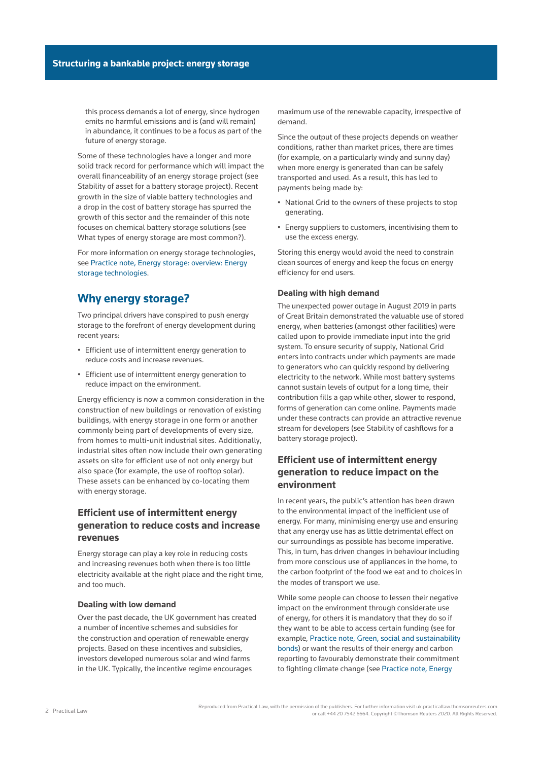this process demands a lot of energy, since hydrogen emits no harmful emissions and is (and will remain) in abundance, it continues to be a focus as part of the future of energy storage.

Some of these technologies have a longer and more solid track record for performance which will impact the overall financeability of an energy storage project (see Stability of asset for a battery storage project). Recent growth in the size of viable battery technologies and a drop in the cost of battery storage has spurred the growth of this sector and the remainder of this note focuses on chemical battery storage solutions (see What types of energy storage are most common?).

For more information on energy storage technologies, see Practice note, Energy storage: overview: Energy storage technologies.

## Why energy storage?

Two principal drivers have conspired to push energy storage to the forefront of energy development during recent years:

- Efficient use of intermittent energy generation to reduce costs and increase revenues.
- Efficient use of intermittent energy generation to reduce impact on the environment.

Energy efficiency is now a common consideration in the construction of new buildings or renovation of existing buildings, with energy storage in one form or another commonly being part of developments of every size, from homes to multi-unit industrial sites. Additionally, industrial sites often now include their own generating assets on site for efficient use of not only energy but also space (for example, the use of rooftop solar). These assets can be enhanced by co-locating them with energy storage.

### Efficient use of intermittent energy generation to reduce costs and increase revenues

Energy storage can play a key role in reducing costs and increasing revenues both when there is too little electricity available at the right place and the right time, and too much.

#### Dealing with low demand

Over the past decade, the UK government has created a number of incentive schemes and subsidies for the construction and operation of renewable energy projects. Based on these incentives and subsidies, investors developed numerous solar and wind farms in the UK. Typically, the incentive regime encourages maximum use of the renewable capacity, irrespective of demand.

Since the output of these projects depends on weather conditions, rather than market prices, there are times (for example, on a particularly windy and sunny day) when more energy is generated than can be safely transported and used. As a result, this has led to payments being made by:

- National Grid to the owners of these projects to stop generating.
- Energy suppliers to customers, incentivising them to use the excess energy.

Storing this energy would avoid the need to constrain clean sources of energy and keep the focus on energy efficiency for end users.

#### Dealing with high demand

The unexpected power outage in August 2019 in parts of Great Britain demonstrated the valuable use of stored energy, when batteries (amongst other facilities) were called upon to provide immediate input into the grid system. To ensure security of supply, National Grid enters into contracts under which payments are made to generators who can quickly respond by delivering electricity to the network. While most battery systems cannot sustain levels of output for a long time, their contribution fills a gap while other, slower to respond, forms of generation can come online. Payments made under these contracts can provide an attractive revenue stream for developers (see Stability of cashflows for a battery storage project).

### Efficient use of intermittent energy generation to reduce impact on the environment

In recent years, the public's attention has been drawn to the environmental impact of the inefficient use of energy. For many, minimising energy use and ensuring that any energy use has as little detrimental effect on our surroundings as possible has become imperative. This, in turn, has driven changes in behaviour including from more conscious use of appliances in the home, to the carbon footprint of the food we eat and to choices in the modes of transport we use.

While some people can choose to lessen their negative impact on the environment through considerate use of energy, for others it is mandatory that they do so if they want to be able to access certain funding (see for example, Practice note, Green, social and sustainability bonds) or want the results of their energy and carbon reporting to favourably demonstrate their commitment to fighting climate change (see Practice note, Energy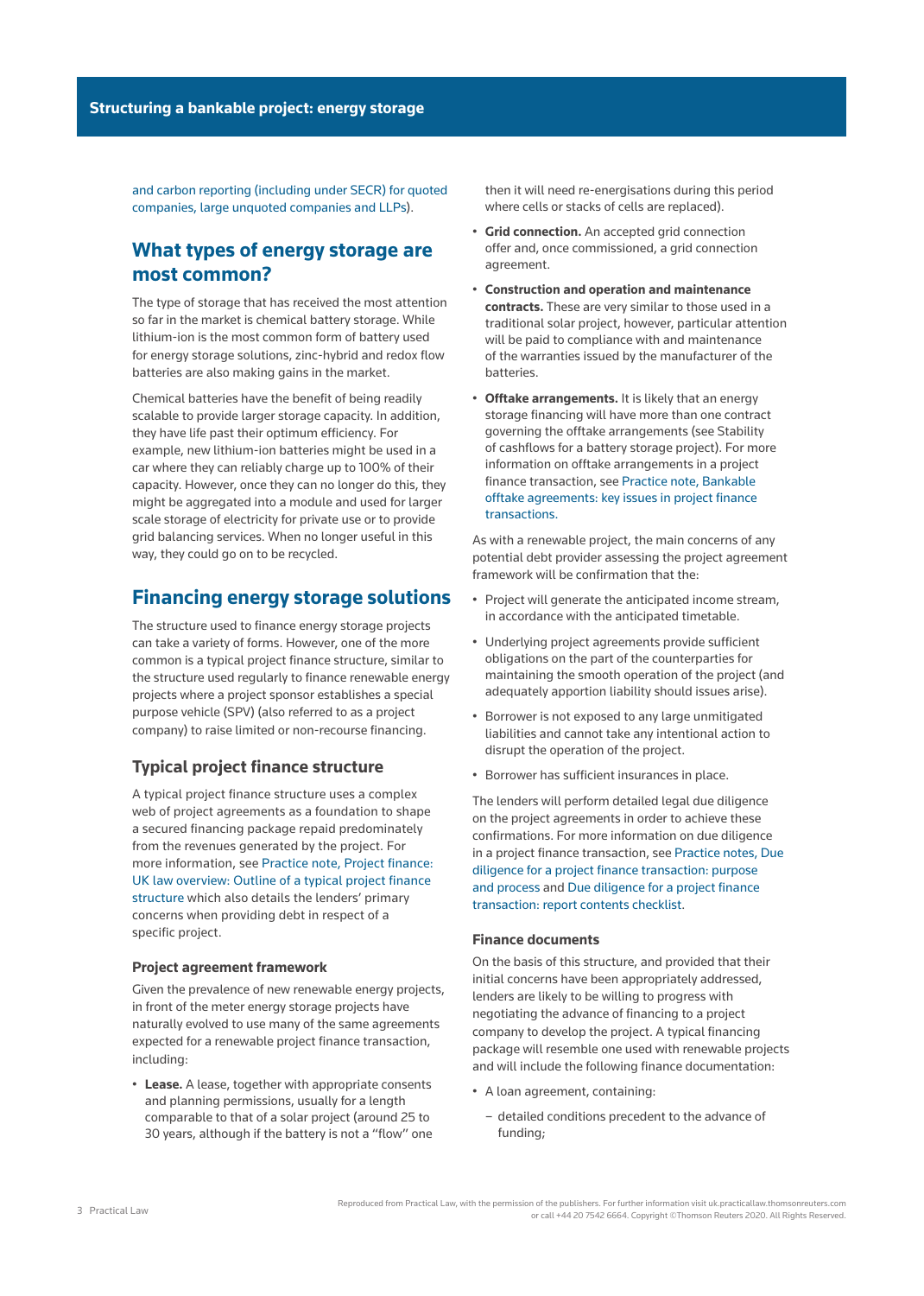and carbon reporting (including under SECR) for quoted companies, large unquoted companies and LLPs).

## What types of energy storage are most common?

The type of storage that has received the most attention so far in the market is chemical battery storage. While lithium-ion is the most common form of battery used for energy storage solutions, zinc-hybrid and redox flow batteries are also making gains in the market.

Chemical batteries have the benefit of being readily scalable to provide larger storage capacity. In addition, they have life past their optimum efficiency. For example, new lithium-ion batteries might be used in a car where they can reliably charge up to 100% of their capacity. However, once they can no longer do this, they might be aggregated into a module and used for larger scale storage of electricity for private use or to provide grid balancing services. When no longer useful in this way, they could go on to be recycled.

## Financing energy storage solutions

The structure used to finance energy storage projects can take a variety of forms. However, one of the more common is a typical project finance structure, similar to the structure used regularly to finance renewable energy projects where a project sponsor establishes a special purpose vehicle (SPV) (also referred to as a project company) to raise limited or non-recourse financing.

### Typical project finance structure

A typical project finance structure uses a complex web of project agreements as a foundation to shape a secured financing package repaid predominately from the revenues generated by the project. For more information, see Practice note, Project finance: UK law overview: Outline of a typical project finance structure which also details the lenders' primary concerns when providing debt in respect of a specific project.

#### Project agreement framework

Given the prevalence of new renewable energy projects, in front of the meter energy storage projects have naturally evolved to use many of the same agreements expected for a renewable project finance transaction, including:

- **Lease.** A lease, together with appropriate consents and planning permissions, usually for a length comparable to that of a solar project (around 25 to 30 years, although if the battery is not a "flow" one then it will need re-energisations during this period where cells or stacks of cells are replaced).
- **Grid connection.** An accepted grid connection offer and, once commissioned, a grid connection agreement.
- **Construction and operation and maintenance contracts.** These are very similar to those used in a traditional solar project, however, particular attention will be paid to compliance with and maintenance of the warranties issued by the manufacturer of the batteries.
- **Offtake arrangements.** It is likely that an energy storage financing will have more than one contract governing the offtake arrangements (see Stability of cashflows for a battery storage project). For more information on offtake arrangements in a project finance transaction, see Practice note, Bankable offtake agreements: key issues in project finance transactions.

As with a renewable project, the main concerns of any potential debt provider assessing the project agreement framework will be confirmation that the:

- Project will generate the anticipated income stream, in accordance with the anticipated timetable.
- Underlying project agreements provide sufficient obligations on the part of the counterparties for maintaining the smooth operation of the project (and adequately apportion liability should issues arise).
- Borrower is not exposed to any large unmitigated liabilities and cannot take any intentional action to disrupt the operation of the project.
- Borrower has sufficient insurances in place.

The lenders will perform detailed legal due diligence on the project agreements in order to achieve these confirmations. For more information on due diligence in a project finance transaction, see Practice notes, Due diligence for a project finance transaction: purpose and process and Due diligence for a project finance transaction: report contents checklist.

#### Finance documents

On the basis of this structure, and provided that their initial concerns have been appropriately addressed, lenders are likely to be willing to progress with negotiating the advance of financing to a project company to develop the project. A typical financing package will resemble one used with renewable projects and will include the following finance documentation:

- A loan agreement, containing:
  - detailed conditions precedent to the advance of funding;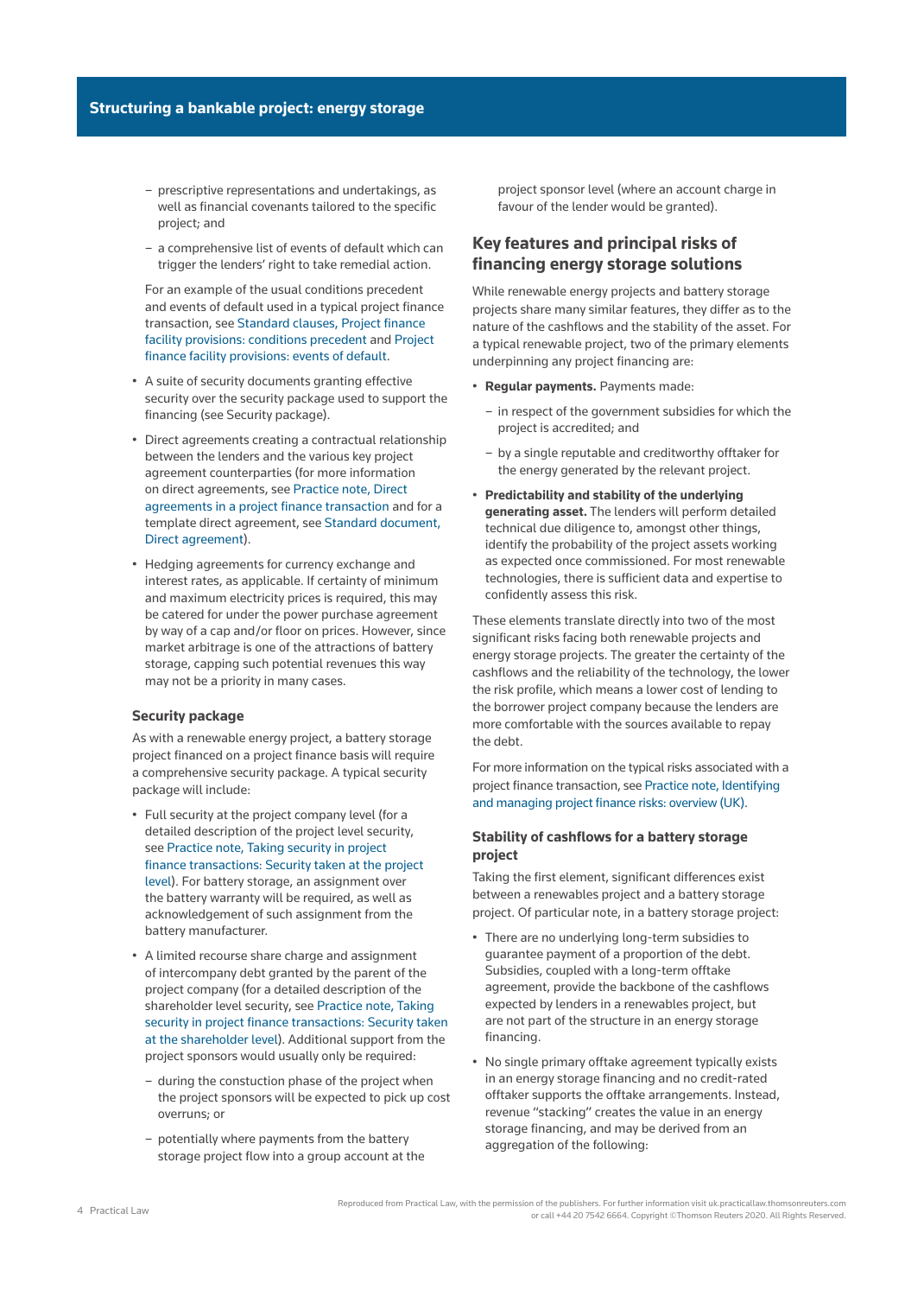- prescriptive representations and undertakings, as well as financial covenants tailored to the specific project; and
- a comprehensive list of events of default which can trigger the lenders' right to take remedial action.

For an example of the usual conditions precedent and events of default used in a typical project finance transaction, see Standard clauses, Project finance facility provisions: conditions precedent and Project finance facility provisions: events of default.

- A suite of security documents granting effective security over the security package used to support the financing (see Security package).
- Direct agreements creating a contractual relationship between the lenders and the various key project agreement counterparties (for more information on direct agreements, see Practice note, Direct agreements in a project finance transaction and for a template direct agreement, see Standard document, Direct agreement).
- Hedging agreements for currency exchange and interest rates, as applicable. If certainty of minimum and maximum electricity prices is required, this may be catered for under the power purchase agreement by way of a cap and/or floor on prices. However, since market arbitrage is one of the attractions of battery storage, capping such potential revenues this way may not be a priority in many cases.

### Security package

As with a renewable energy project, a battery storage project financed on a project finance basis will require a comprehensive security package. A typical security package will include:

- Full security at the project company level (for a detailed description of the project level security, see Practice note, Taking security in project finance transactions: Security taken at the project level). For battery storage, an assignment over the battery warranty will be required, as well as acknowledgement of such assignment from the battery manufacturer.
- A limited recourse share charge and assignment of intercompany debt granted by the parent of the project company (for a detailed description of the shareholder level security, see Practice note, Taking security in project finance transactions: Security taken at the shareholder level). Additional support from the project sponsors would usually only be required:
  - during the constuction phase of the project when the project sponsors will be expected to pick up cost overruns; or
  - potentially where payments from the battery storage project flow into a group account at the project sponsor level (where an account charge in favour of the lender would be granted).

## Key features and principal risks of financing energy storage solutions

While renewable energy projects and battery storage projects share many similar features, they differ as to the nature of the cashflows and the stability of the asset. For a typical renewable project, two of the primary elements underpinning any project financing are:

- **Regular payments.** Payments made:
  - in respect of the government subsidies for which the project is accredited; and
  - by a single reputable and creditworthy offtaker for the energy generated by the relevant project.
- **Predictability and stability of the underlying generating asset.** The lenders will perform detailed technical due diligence to, amongst other things, identify the probability of the project assets working as expected once commissioned. For most renewable technologies, there is sufficient data and expertise to confidently assess this risk.

These elements translate directly into two of the most significant risks facing both renewable projects and energy storage projects. The greater the certainty of the cashflows and the reliability of the technology, the lower the risk profile, which means a lower cost of lending to the borrower project company because the lenders are more comfortable with the sources available to repay the debt.

For more information on the typical risks associated with a project finance transaction, see Practice note, Identifying and managing project finance risks: overview (UK).

### Stability of cashflows for a battery storage project

Taking the first element, significant differences exist between a renewables project and a battery storage project. Of particular note, in a battery storage project:

- There are no underlying long-term subsidies to guarantee payment of a proportion of the debt. Subsidies, coupled with a long-term offtake agreement, provide the backbone of the cashflows expected by lenders in a renewables project, but are not part of the structure in an energy storage financing.
- No single primary offtake agreement typically exists in an energy storage financing and no credit-rated offtaker supports the offtake arrangements. Instead, revenue "stacking" creates the value in an energy storage financing, and may be derived from an aggregation of the following: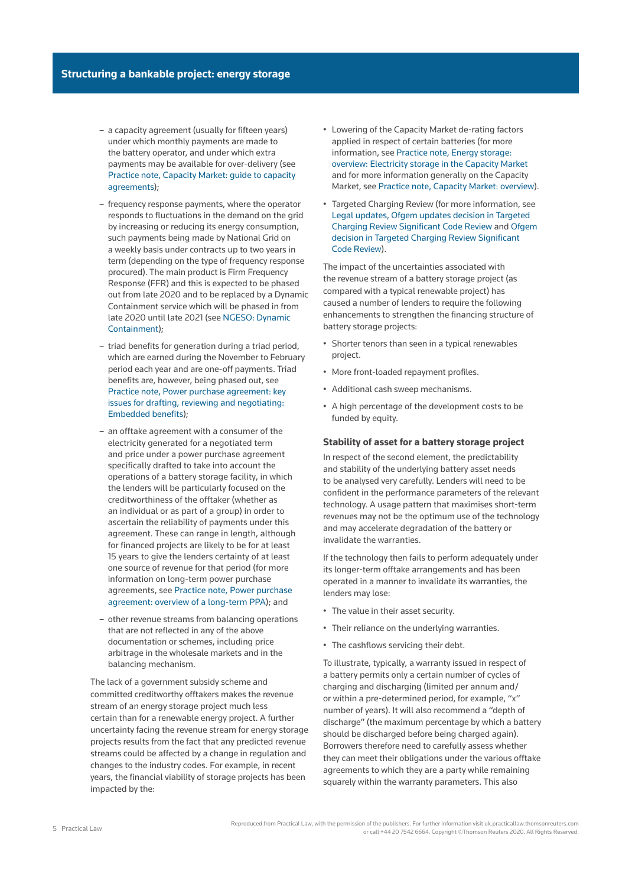- a capacity agreement (usually for fifteen years) under which monthly payments are made to the battery operator, and under which extra payments may be available for over-delivery (see Practice note, Capacity Market: guide to capacity agreements);

- frequency response payments, where the operator responds to fluctuations in the demand on the grid by increasing or reducing its energy consumption, such payments being made by National Grid on a weekly basis under contracts up to two years in term (depending on the type of frequency response procured). The main product is Firm Frequency Response (FFR) and this is expected to be phased out from late 2020 and to be replaced by a Dynamic Containment service which will be phased in from late 2020 until late 2021 (see NGESO: Dynamic Containment);

- triad benefits for generation during a triad period, which are earned during the November to February period each year and are one-off payments. Triad benefits are, however, being phased out, see Practice note, Power purchase agreement: key issues for drafting, reviewing and negotiating: Embedded benefits);

- an offtake agreement with a consumer of the electricity generated for a negotiated term and price under a power purchase agreement specifically drafted to take into account the operations of a battery storage facility, in which the lenders will be particularly focused on the creditworthiness of the offtaker (whether as an individual or as part of a group) in order to ascertain the reliability of payments under this agreement. These can range in length, although for financed projects are likely to be for at least 15 years to give the lenders certainty of at least one source of revenue for that period (for more information on long-term power purchase agreements, see Practice note, Power purchase agreement: overview of a long-term PPA); and

- other revenue streams from balancing operations that are not reflected in any of the above documentation or schemes, including price arbitrage in the wholesale markets and in the balancing mechanism.

The lack of a government subsidy scheme and committed creditworthy offtakers makes the revenue stream of an energy storage project much less certain than for a renewable energy project. A further uncertainty facing the revenue stream for energy storage projects results from the fact that any predicted revenue streams could be affected by a change in regulation and changes to the industry codes. For example, in recent years, the financial viability of storage projects has been impacted by the:

- Lowering of the Capacity Market de-rating factors applied in respect of certain batteries (for more information, see Practice note, Energy storage: overview: Electricity storage in the Capacity Market and for more information generally on the Capacity Market, see Practice note, Capacity Market: overview).

- Targeted Charging Review (for more information, see Legal updates, Ofgem updates decision in Targeted Charging Review Significant Code Review and Ofgem decision in Targeted Charging Review Significant Code Review).

The impact of the uncertainties associated with the revenue stream of a battery storage project (as compared with a typical renewable project) has caused a number of lenders to require the following enhancements to strengthen the financing structure of battery storage projects:

- Shorter tenors than seen in a typical renewables project.
- More front-loaded repayment profiles.
- Additional cash sweep mechanisms.
- A high percentage of the development costs to be funded by equity.

### Stability of asset for a battery storage project

In respect of the second element, the predictability and stability of the underlying battery asset needs to be analysed very carefully. Lenders will need to be confident in the performance parameters of the relevant technology. A usage pattern that maximises short-term revenues may not be the optimum use of the technology and may accelerate degradation of the battery or invalidate the warranties.

If the technology then fails to perform adequately under its longer-term offtake arrangements and has been operated in a manner to invalidate its warranties, the lenders may lose:

- The value in their asset security.
- Their reliance on the underlying warranties.
- The cashflows servicing their debt.

To illustrate, typically, a warranty issued in respect of a battery permits only a certain number of cycles of charging and discharging (limited per annum and/or within a pre-determined period, for example, "x" number of years). It will also recommend a "depth of discharge" (the maximum percentage by which a battery should be discharged before being charged again). Borrowers therefore need to carefully assess whether they can meet their obligations under the various offtake agreements to which they are a party while remaining squarely within the warranty parameters. This also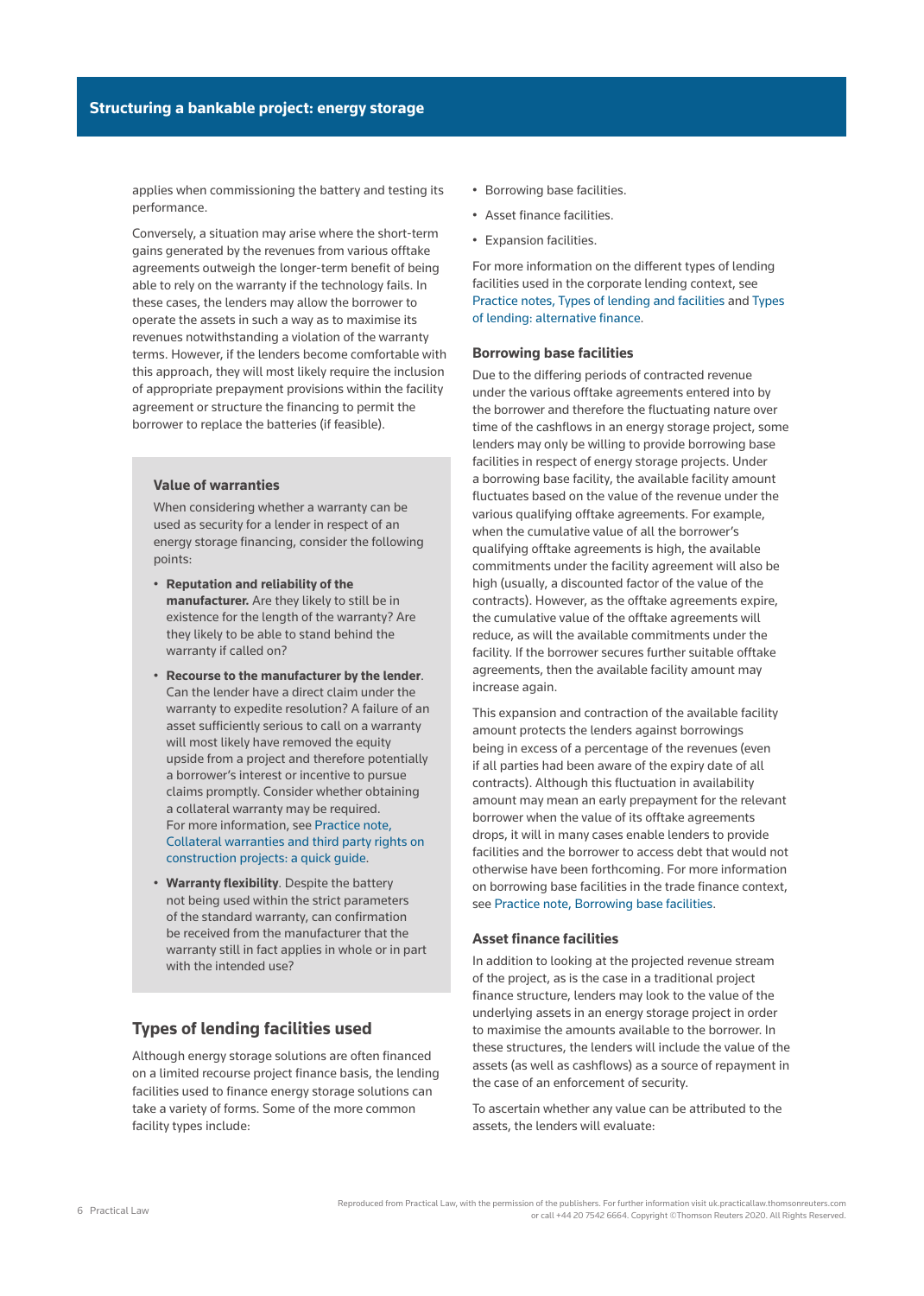applies when commissioning the battery and testing its performance.

Conversely, a situation may arise where the short-term gains generated by the revenues from various offtake agreements outweigh the longer-term benefit of being able to rely on the warranty if the technology fails. In these cases, the lenders may allow the borrower to operate the assets in such a way as to maximise its revenues notwithstanding a violation of the warranty terms. However, if the lenders become comfortable with this approach, they will most likely require the inclusion of appropriate prepayment provisions within the facility agreement or structure the financing to permit the borrower to replace the batteries (if feasible).

### Value of warranties

When considering whether a warranty can be used as security for a lender in respect of an energy storage financing, consider the following points:

- **Reputation and reliability of the manufacturer.** Are they likely to still be in existence for the length of the warranty? Are they likely to be able to stand behind the warranty if called on?
- **Recourse to the manufacturer by the lender**. Can the lender have a direct claim under the warranty to expedite resolution? A failure of an asset sufficiently serious to call on a warranty will most likely have removed the equity upside from a project and therefore potentially a borrower's interest or incentive to pursue claims promptly. Consider whether obtaining a collateral warranty may be required. For more information, see Practice note, Collateral warranties and third party rights on construction projects: a quick guide.
- **Warranty flexibility**. Despite the battery not being used within the strict parameters of the standard warranty, can confirmation be received from the manufacturer that the warranty still in fact applies in whole or in part with the intended use?

## Types of lending facilities used

Although energy storage solutions are often financed on a limited recourse project finance basis, the lending facilities used to finance energy storage solutions can take a variety of forms. Some of the more common facility types include:

- Borrowing base facilities.
- Asset finance facilities.
- Expansion facilities.

For more information on the different types of lending facilities used in the corporate lending context, see Practice notes, Types of lending and facilities and Types of lending: alternative finance.

### Borrowing base facilities

Due to the differing periods of contracted revenue under the various offtake agreements entered into by the borrower and therefore the fluctuating nature over time of the cashflows in an energy storage project, some lenders may only be willing to provide borrowing base facilities in respect of energy storage projects. Under a borrowing base facility, the available facility amount fluctuates based on the value of the revenue under the various qualifying offtake agreements. For example, when the cumulative value of all the borrower's qualifying offtake agreements is high, the available commitments under the facility agreement will also be high (usually, a discounted factor of the value of the contracts). However, as the offtake agreements expire, the cumulative value of the offtake agreements will reduce, as will the available commitments under the facility. If the borrower secures further suitable offtake agreements, then the available facility amount may increase again.

This expansion and contraction of the available facility amount protects the lenders against borrowings being in excess of a percentage of the revenues (even if all parties had been aware of the expiry date of all contracts). Although this fluctuation in availability amount may mean an early prepayment for the relevant borrower when the value of its offtake agreements drops, it will in many cases enable lenders to provide facilities and the borrower to access debt that would not otherwise have been forthcoming. For more information on borrowing base facilities in the trade finance context, see Practice note, Borrowing base facilities.

### Asset finance facilities

In addition to looking at the projected revenue stream of the project, as is the case in a traditional project finance structure, lenders may look to the value of the underlying assets in an energy storage project in order to maximise the amounts available to the borrower. In these structures, the lenders will include the value of the assets (as well as cashflows) as a source of repayment in the case of an enforcement of security.

To ascertain whether any value can be attributed to the assets, the lenders will evaluate: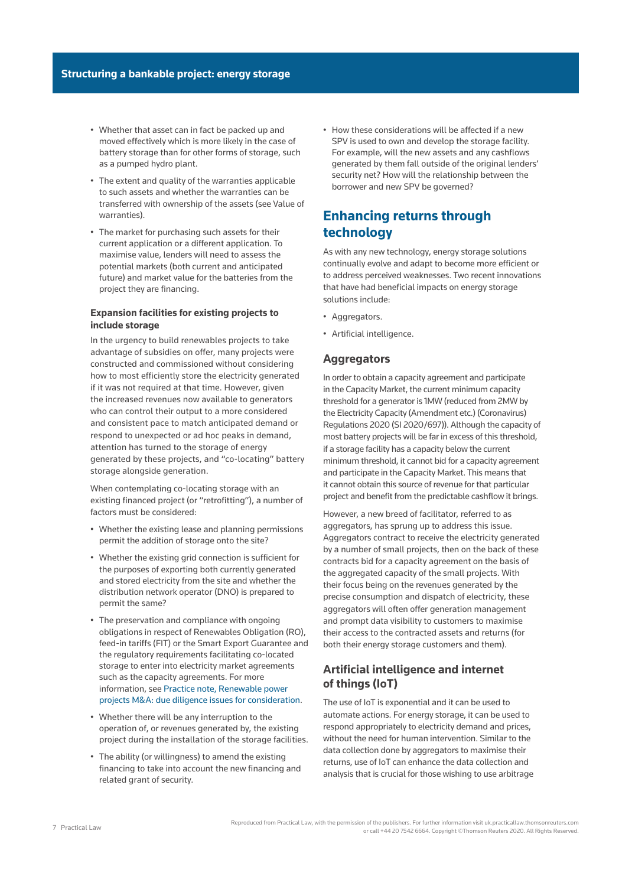- Whether that asset can in fact be packed up and moved effectively which is more likely in the case of battery storage than for other forms of storage, such as a pumped hydro plant.
- The extent and quality of the warranties applicable to such assets and whether the warranties can be transferred with ownership of the assets (see Value of warranties).
- The market for purchasing such assets for their current application or a different application. To maximise value, lenders will need to assess the potential markets (both current and anticipated future) and market value for the batteries from the project they are financing.

### Expansion facilities for existing projects to include storage

In the urgency to build renewables projects to take advantage of subsidies on offer, many projects were constructed and commissioned without considering how to most efficiently store the electricity generated if it was not required at that time. However, given the increased revenues now available to generators who can control their output to a more considered and consistent pace to match anticipated demand or respond to unexpected or ad hoc peaks in demand, attention has turned to the storage of energy generated by these projects, and "co-locating" battery storage alongside generation.

When contemplating co-locating storage with an existing financed project (or "retrofitting"), a number of factors must be considered:

- Whether the existing lease and planning permissions permit the addition of storage onto the site?
- Whether the existing grid connection is sufficient for the purposes of exporting both currently generated and stored electricity from the site and whether the distribution network operator (DNO) is prepared to permit the same?
- The preservation and compliance with ongoing obligations in respect of Renewables Obligation (RO), feed-in tariffs (FIT) or the Smart Export Guarantee and the regulatory requirements facilitating co-located storage to enter into electricity market agreements such as the capacity agreements. For more information, see Practice note, Renewable power projects M&A: due diligence issues for consideration.
- Whether there will be any interruption to the operation of, or revenues generated by, the existing project during the installation of the storage facilities.
- The ability (or willingness) to amend the existing financing to take into account the new financing and related grant of security.
- How these considerations will be affected if a new SPV is used to own and develop the storage facility. For example, will the new assets and any cashflows generated by them fall outside of the original lenders' security net? How will the relationship between the borrower and new SPV be governed?

## Enhancing returns through technology

As with any new technology, energy storage solutions continually evolve and adapt to become more efficient or to address perceived weaknesses. Two recent innovations that have had beneficial impacts on energy storage solutions include:

- Aggregators.
- Artificial intelligence.

### Aggregators

In order to obtain a capacity agreement and participate in the Capacity Market, the current minimum capacity threshold for a generator is 1MW (reduced from 2MW by the Electricity Capacity (Amendment etc.) (Coronavirus) Regulations 2020 (SI 2020/697)). Although the capacity of most battery projects will be far in excess of this threshold, if a storage facility has a capacity below the current minimum threshold, it cannot bid for a capacity agreement and participate in the Capacity Market. This means that it cannot obtain this source of revenue for that particular project and benefit from the predictable cashflow it brings.

However, a new breed of facilitator, referred to as aggregators, has sprung up to address this issue. Aggregators contract to receive the electricity generated by a number of small projects, then on the back of these contracts bid for a capacity agreement on the basis of the aggregated capacity of the small projects. With their focus being on the revenues generated by the precise consumption and dispatch of electricity, these aggregators will often offer generation management and prompt data visibility to customers to maximise their access to the contracted assets and returns (for both their energy storage customers and them).

### Artificial intelligence and internet of things (IoT)

The use of IoT is exponential and it can be used to automate actions. For energy storage, it can be used to respond appropriately to electricity demand and prices, without the need for human intervention. Similar to the data collection done by aggregators to maximise their returns, use of IoT can enhance the data collection and analysis that is crucial for those wishing to use arbitrage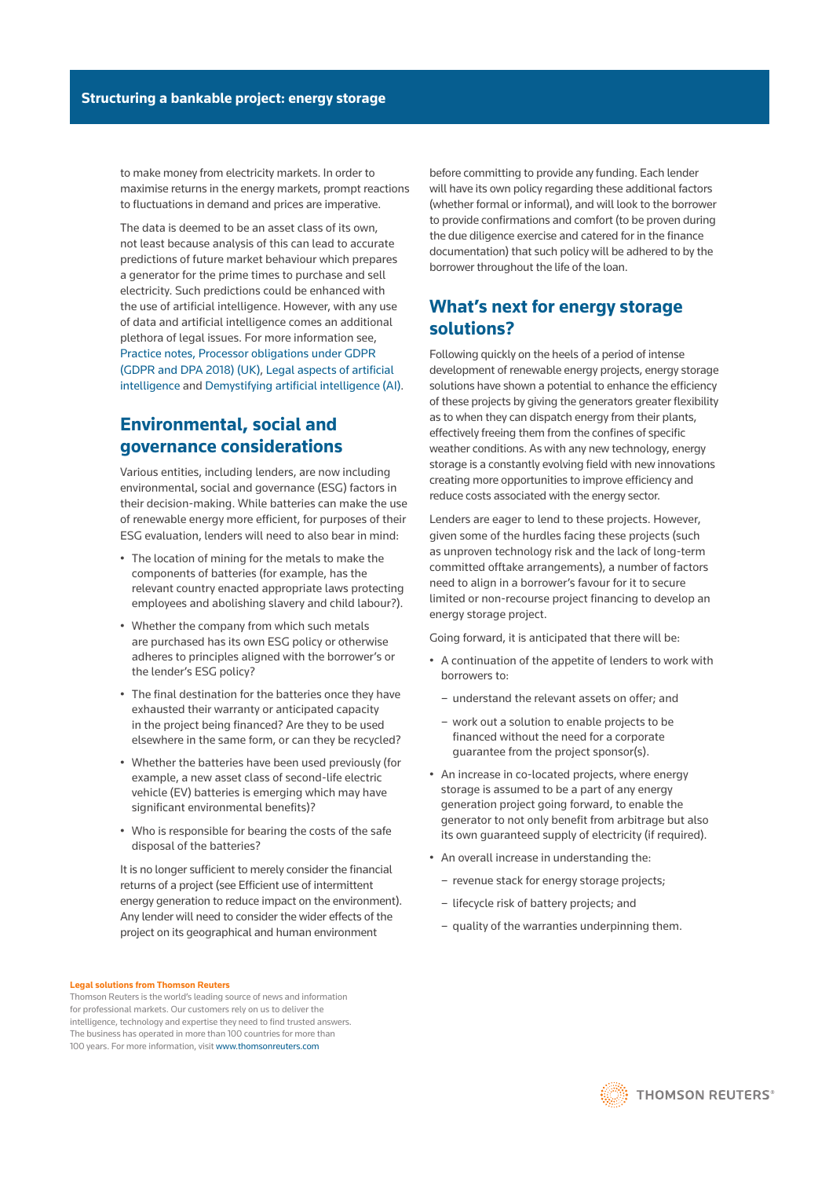to make money from electricity markets. In order to maximise returns in the energy markets, prompt reactions to fluctuations in demand and prices are imperative.

The data is deemed to be an asset class of its own, not least because analysis of this can lead to accurate predictions of future market behaviour which prepares a generator for the prime times to purchase and sell electricity. Such predictions could be enhanced with the use of artificial intelligence. However, with any use of data and artificial intelligence comes an additional plethora of legal issues. For more information see, Practice notes, Processor obligations under GDPR (GDPR and DPA 2018) (UK), Legal aspects of artificial intelligence and Demystifying artificial intelligence (AI).

## Environmental, social and governance considerations

Various entities, including lenders, are now including environmental, social and governance (ESG) factors in their decision-making. While batteries can make the use of renewable energy more efficient, for purposes of their ESG evaluation, lenders will need to also bear in mind:

- The location of mining for the metals to make the components of batteries (for example, has the relevant country enacted appropriate laws protecting employees and abolishing slavery and child labour?).
- Whether the company from which such metals are purchased has its own ESG policy or otherwise adheres to principles aligned with the borrower's or the lender's ESG policy?
- The final destination for the batteries once they have exhausted their warranty or anticipated capacity in the project being financed? Are they to be used elsewhere in the same form, or can they be recycled?
- Whether the batteries have been used previously (for example, a new asset class of second-life electric vehicle (EV) batteries is emerging which may have significant environmental benefits)?
- Who is responsible for bearing the costs of the safe disposal of the batteries?

It is no longer sufficient to merely consider the financial returns of a project (see Efficient use of intermittent energy generation to reduce impact on the environment). Any lender will need to consider the wider effects of the project on its geographical and human environment before committing to provide any funding. Each lender will have its own policy regarding these additional factors (whether formal or informal), and will look to the borrower to provide confirmations and comfort (to be proven during the due diligence exercise and catered for in the finance documentation) that such policy will be adhered to by the borrower throughout the life of the loan.

## What's next for energy storage solutions?

Following quickly on the heels of a period of intense development of renewable energy projects, energy storage solutions have shown a potential to enhance the efficiency of these projects by giving the generators greater flexibility as to when they can dispatch energy from their plants, effectively freeing them from the confines of specific weather conditions. As with any new technology, energy storage is a constantly evolving field with new innovations creating more opportunities to improve efficiency and reduce costs associated with the energy sector.

Lenders are eager to lend to these projects. However, given some of the hurdles facing these projects (such as unproven technology risk and the lack of long-term committed offtake arrangements), a number of factors need to align in a borrower's favour for it to secure limited or non-recourse project financing to develop an energy storage project.

Going forward, it is anticipated that there will be:

- A continuation of the appetite of lenders to work with borrowers to:
  - understand the relevant assets on offer; and
  - work out a solution to enable projects to be financed without the need for a corporate guarantee from the project sponsor(s).
- An increase in co-located projects, where energy storage is assumed to be a part of any energy generation project going forward, to enable the generator to not only benefit from arbitrage but also its own guaranteed supply of electricity (if required).
- An overall increase in understanding the:
  - revenue stack for energy storage projects;
  - lifecycle risk of battery projects; and
  - quality of the warranties underpinning them.

**Legal solutions from Thomson Reuters**
Thomson Reuters is the world's leading source of news and information for professional markets. Our customers rely on us to deliver the intelligence, technology and expertise they need to find trusted answers. The business has operated in more than 100 countries for more than 100 years. For more information, visit www.thomsonreuters.com

THOMSON REUTERS®